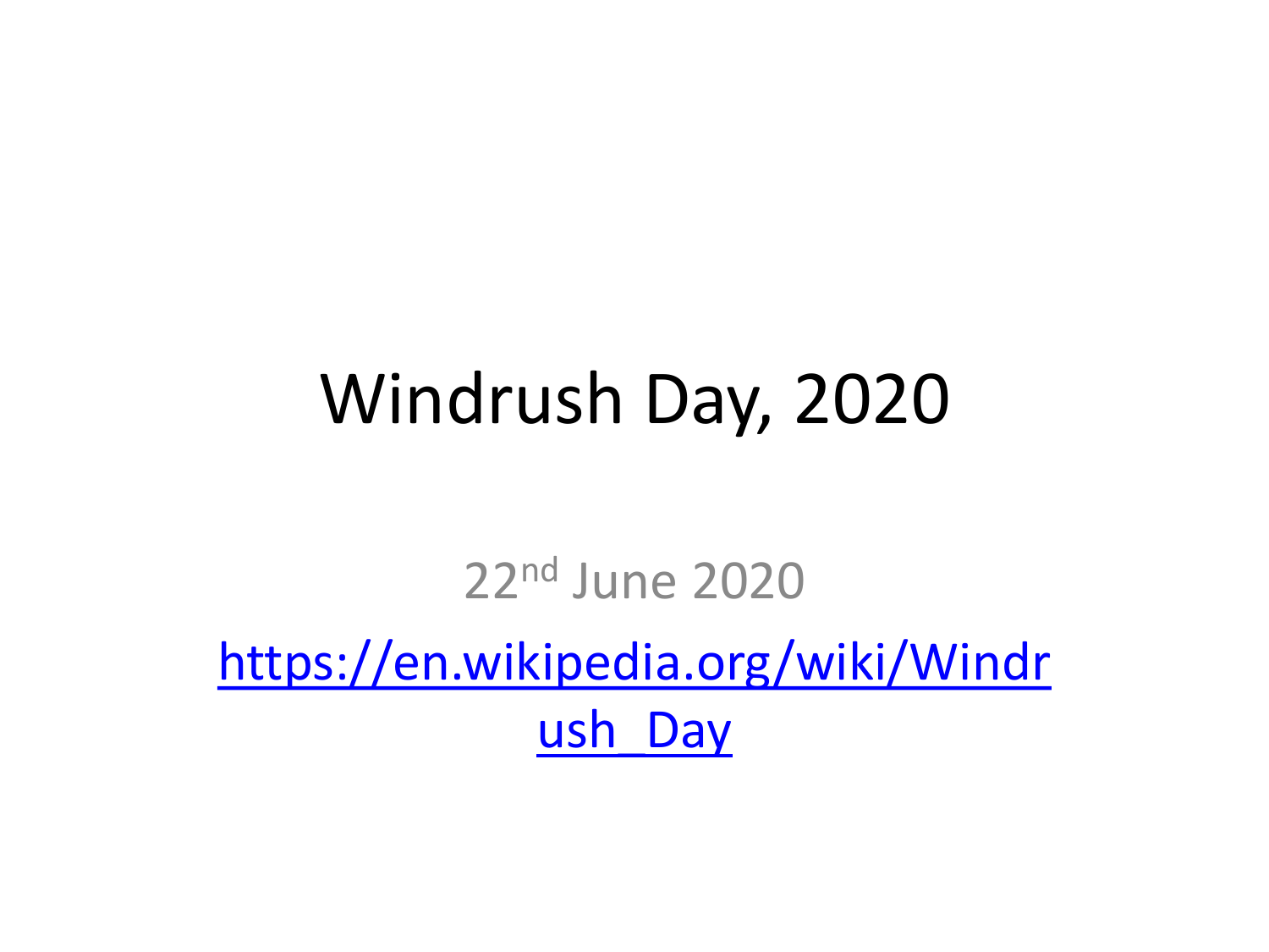# Windrush Day, 2020

22nd June 2020

https://en.wikipedia.org/wiki/Windrush_Day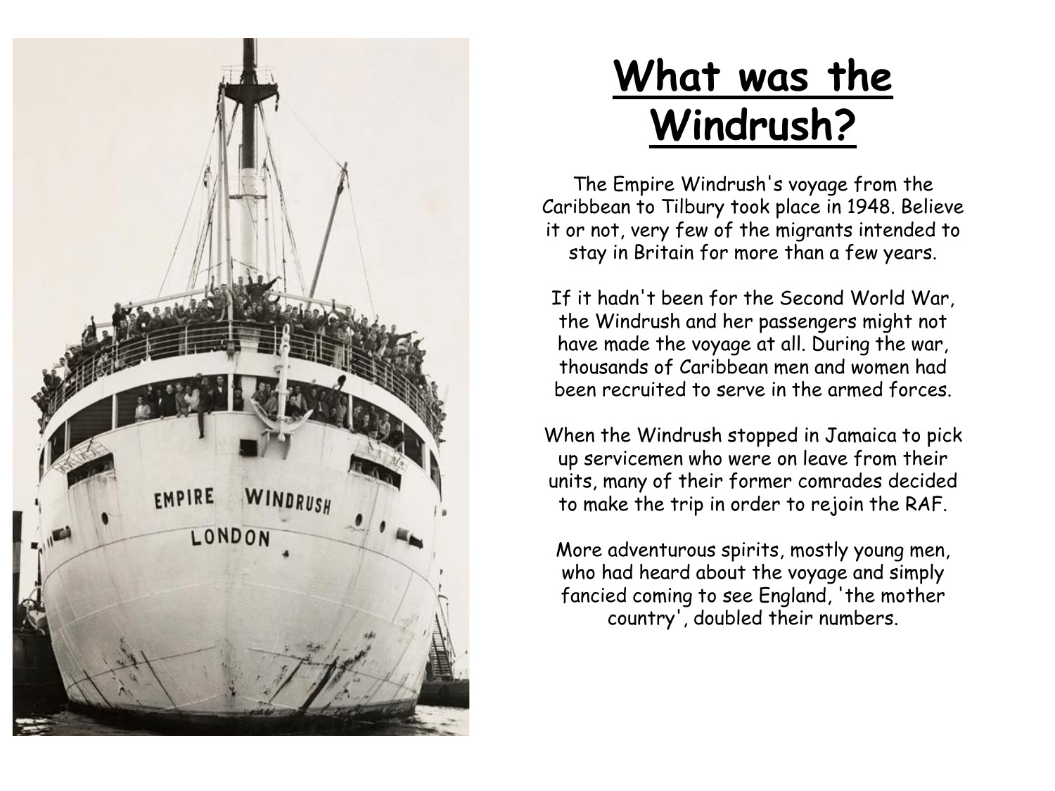# What was the Windrush?

The Empire Windrush's voyage from the Caribbean to Tilbury took place in 1948. Believe it or not, very few of the migrants intended to stay in Britain for more than a few years.

If it hadn't been for the Second World War, the Windrush and her passengers might not have made the voyage at all. During the war, thousands of Caribbean men and women had been recruited to serve in the armed forces.

When the Windrush stopped in Jamaica to pick up servicemen who were on leave from their units, many of their former comrades decided to make the trip in order to rejoin the RAF.

More adventurous spirits, mostly young men, who had heard about the voyage and simply fancied coming to see England, 'the mother country', doubled their numbers.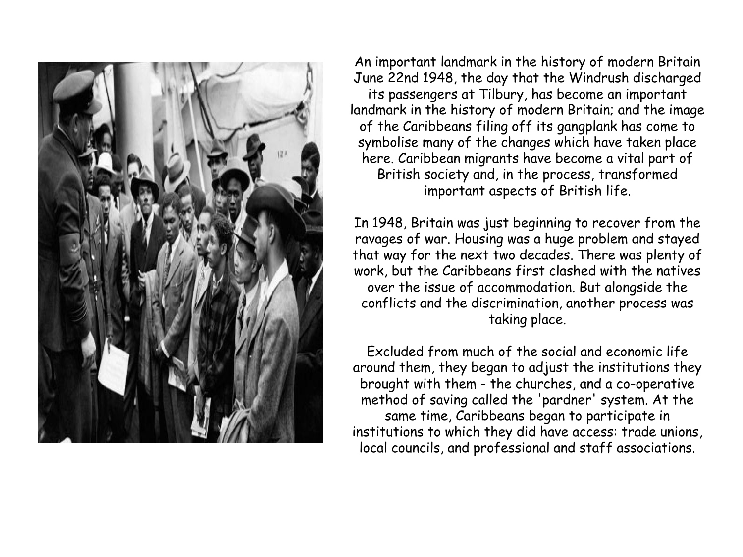An important landmark in the history of modern Britain June 22nd 1948, the day that the Windrush discharged its passengers at Tilbury, has become an important landmark in the history of modern Britain; and the image of the Caribbeans filing off its gangplank has come to symbolise many of the changes which have taken place here. Caribbean migrants have become a vital part of British society and, in the process, transformed important aspects of British life.

In 1948, Britain was just beginning to recover from the ravages of war. Housing was a huge problem and stayed that way for the next two decades. There was plenty of work, but the Caribbeans first clashed with the natives over the issue of accommodation. But alongside the conflicts and the discrimination, another process was taking place.

Excluded from much of the social and economic life around them, they began to adjust the institutions they brought with them - the churches, and a co-operative method of saving called the 'pardner' system. At the same time, Caribbeans began to participate in institutions to which they did have access: trade unions, local councils, and professional and staff associations.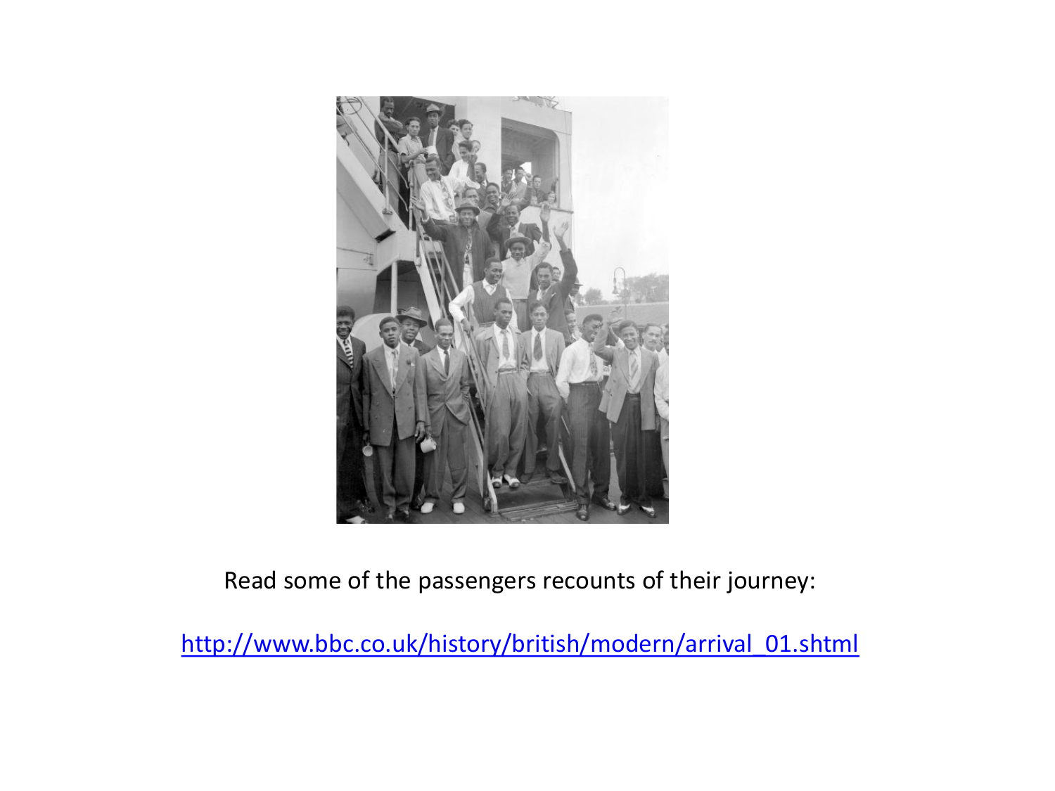Read some of the passengers recounts of their journey:

http://www.bbc.co.uk/history/british/modern/arrival_01.shtml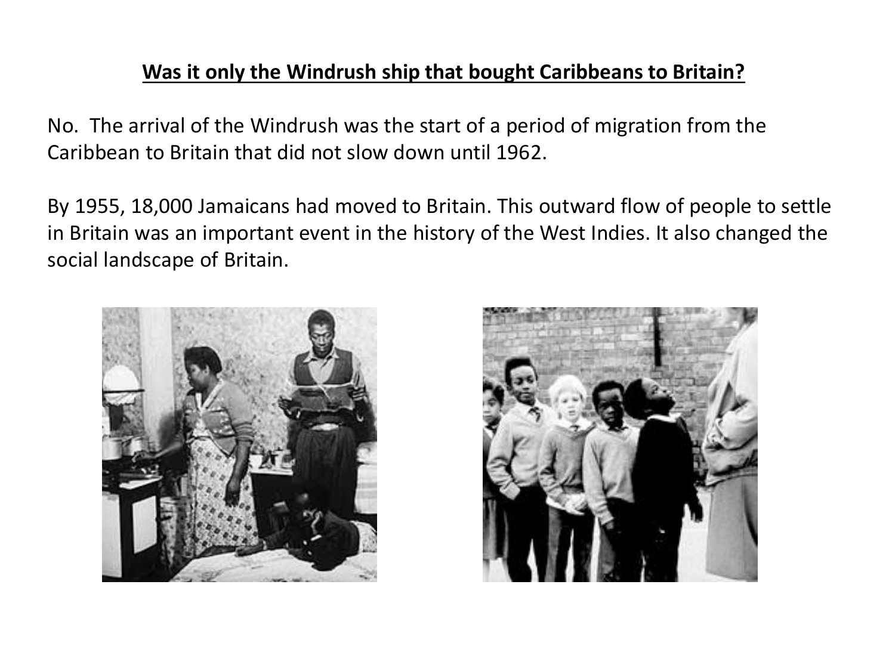**Was it only the Windrush ship that bought Caribbeans to Britain?**

No. The arrival of the Windrush was the start of a period of migration from the Caribbean to Britain that did not slow down until 1962.

By 1955, 18,000 Jamaicans had moved to Britain. This outward flow of people to settle in Britain was an important event in the history of the West Indies. It also changed the social landscape of Britain.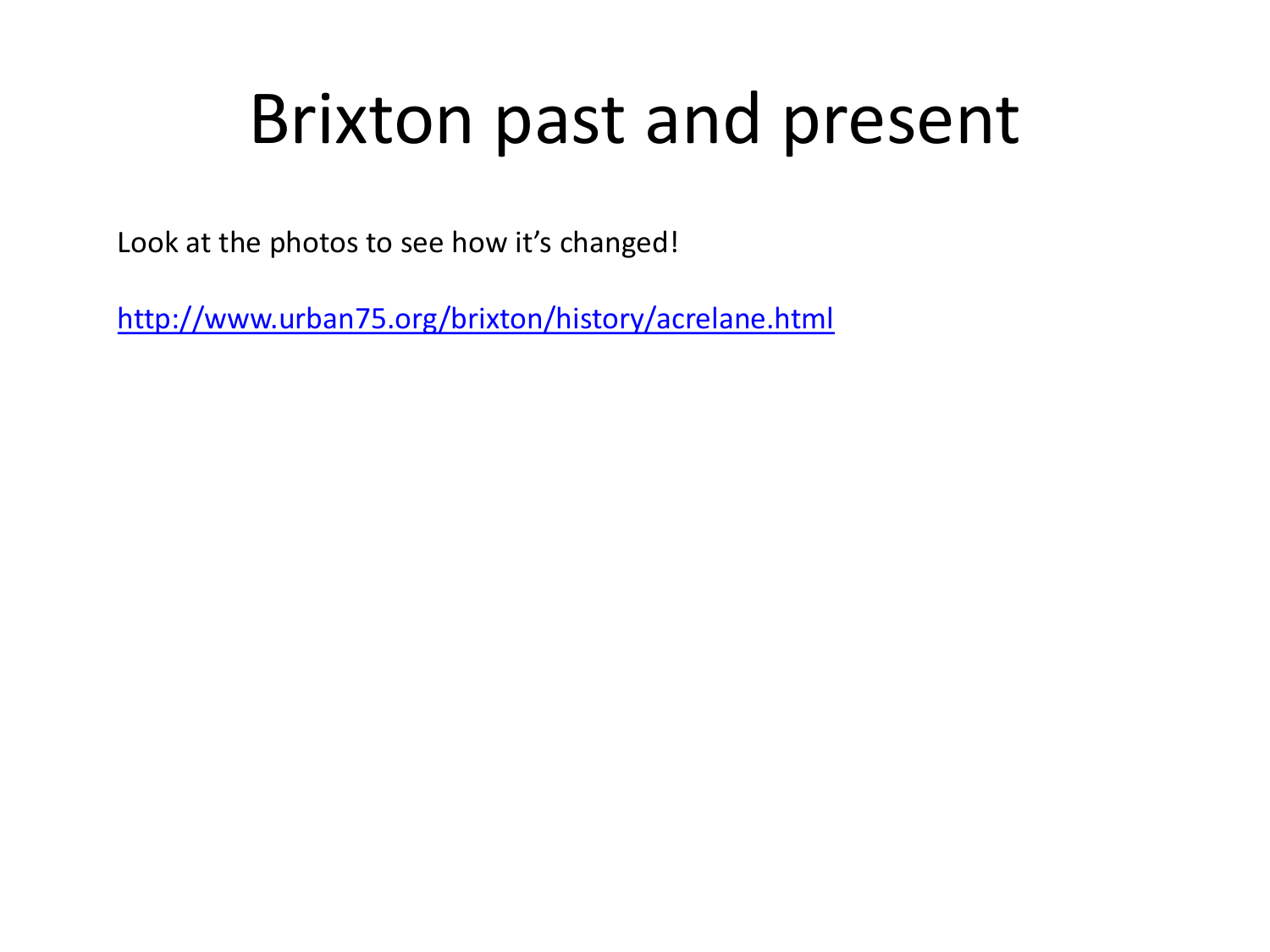# Brixton past and present

Look at the photos to see how it’s changed!

http://www.urban75.org/brixton/history/acrelane.html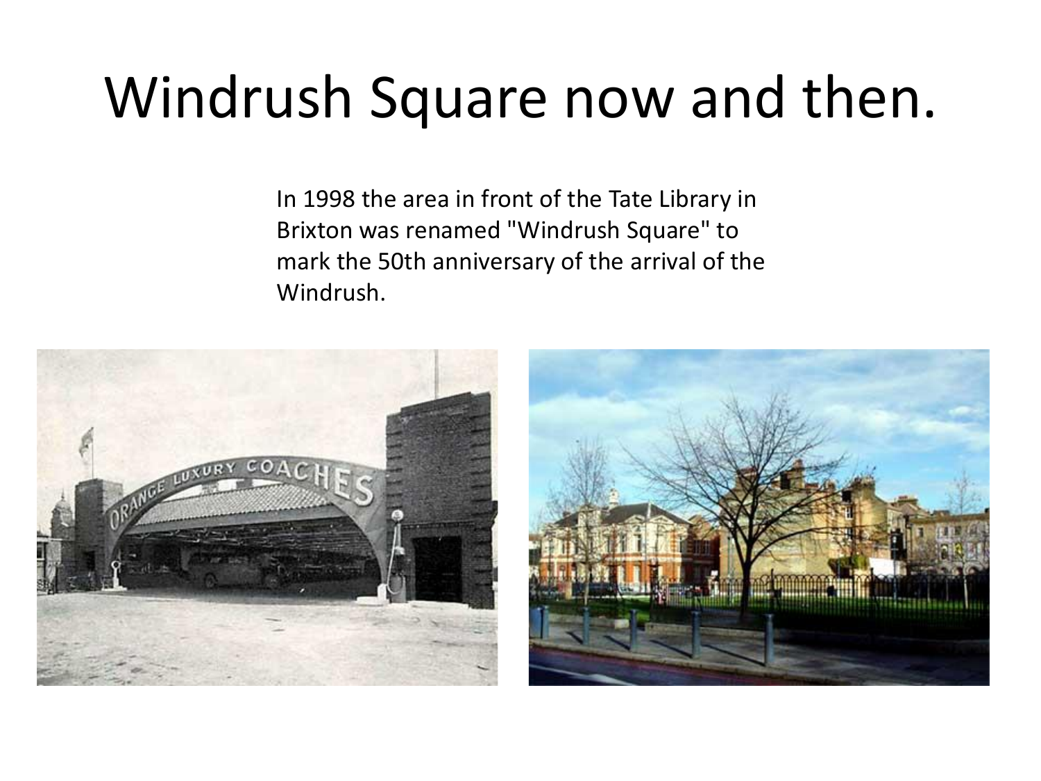# Windrush Square now and then.

In 1998 the area in front of the Tate Library in Brixton was renamed "Windrush Square" to mark the 50th anniversary of the arrival of the Windrush.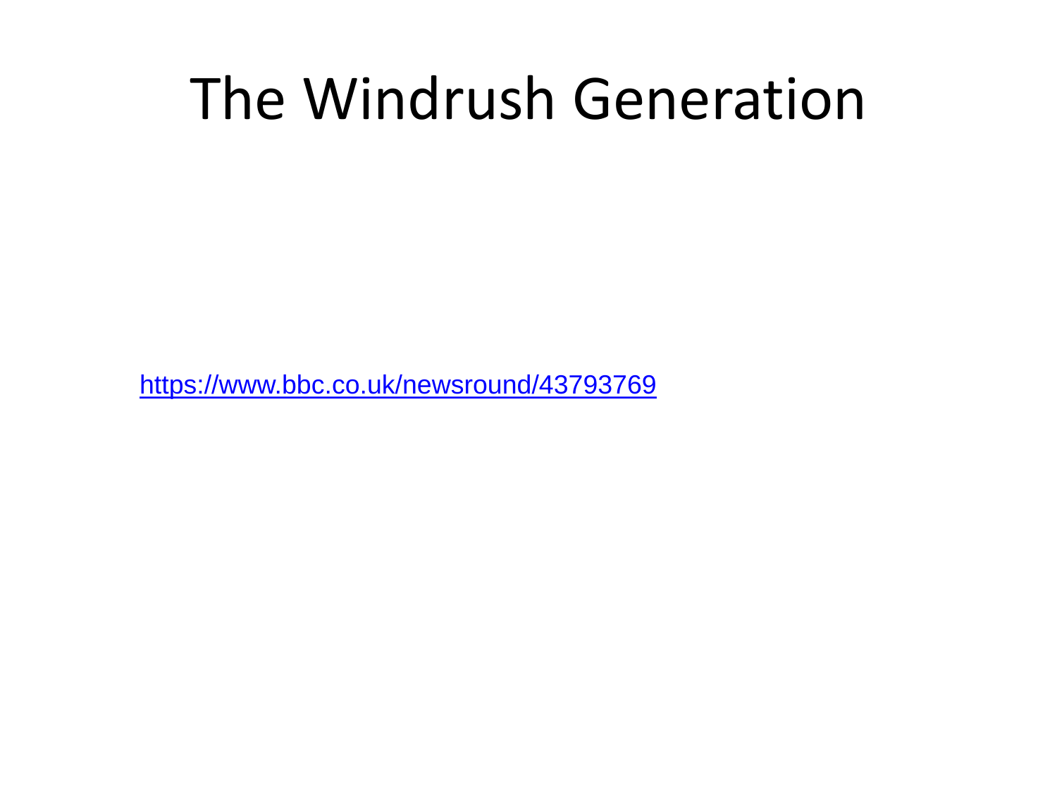# The Windrush Generation

https://www.bbc.co.uk/newsround/43793769